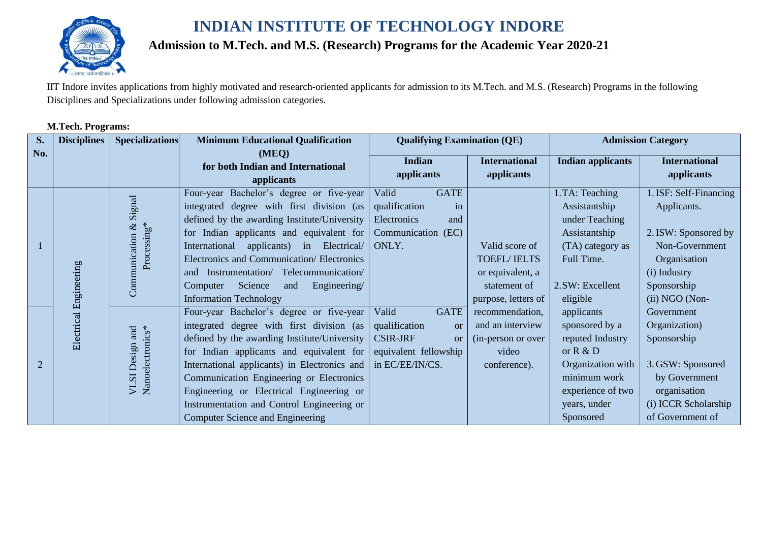# INDIAN INSTITUTE OF TECHNOLOGY INDORE

## Admission to M.Tech. and M.S. (Research) Programs for the Academic Year 2020-21

IIT Indore invites applications from highly motivated and research-oriented applicants for admission to its M.Tech. and M.S. (Research) Programs in the following Disciplines and Specializations under following admission categories.

**M.Tech. Programs:**

| S. No. | Disciplines | Specializations | Minimum Educational Qualification (MEQ) for both Indian and International applicants | Qualifying Examination (QE) | | Admission Category | |
|---|---|---|---|---|---|---|---|
| | | | | Indian applicants | International applicants | Indian applicants | International applicants |
| 1 | Electrical Engineering | Communication & Signal Processing* | Four-year Bachelor's degree or five-year integrated degree with first division (as defined by the awarding Institute/University for Indian applicants and equivalent for International applicants) in Electrical/ Electronics and Communication/ Electronics and Instrumentation/ Telecommunication/ Computer Science and Engineering/ Information Technology | Valid GATE qualification in Electronics and Communication (EC) ONLY. | Valid score of TOEFL/ IELTS or equivalent, a statement of purpose, letters of recommendation, and an interview (in-person or over video conference). | 1. TA: Teaching Assistantship under Teaching Assistantship (TA) category as Full Time.<br><br>2. SW: Excellent eligible applicants sponsored by a reputed Industry or R & D Organization with minimum work experience of two years, under Sponsored | 1. ISF: Self-Financing Applicants.<br><br>2. ISW: Sponsored by Non-Government Organisation<br>(i) Industry Sponsorship<br>(ii) NGO (Non-Government Organization) Sponsorship<br><br>3. GSW: Sponsored by Government organisation<br>(i) ICCR Scholarship of Government of |
| 2 | | VLSI Design and Nanoelectronics* | Four-year Bachelor's degree or five-year integrated degree with first division (as defined by the awarding Institute/University for Indian applicants and equivalent for International applicants) in Electronics and Communication Engineering or Electronics Engineering or Electrical Engineering or Instrumentation and Control Engineering or Computer Science and Engineering | Valid GATE qualification or CSIR-JRF or equivalent fellowship in EC/EE/IN/CS. | | | |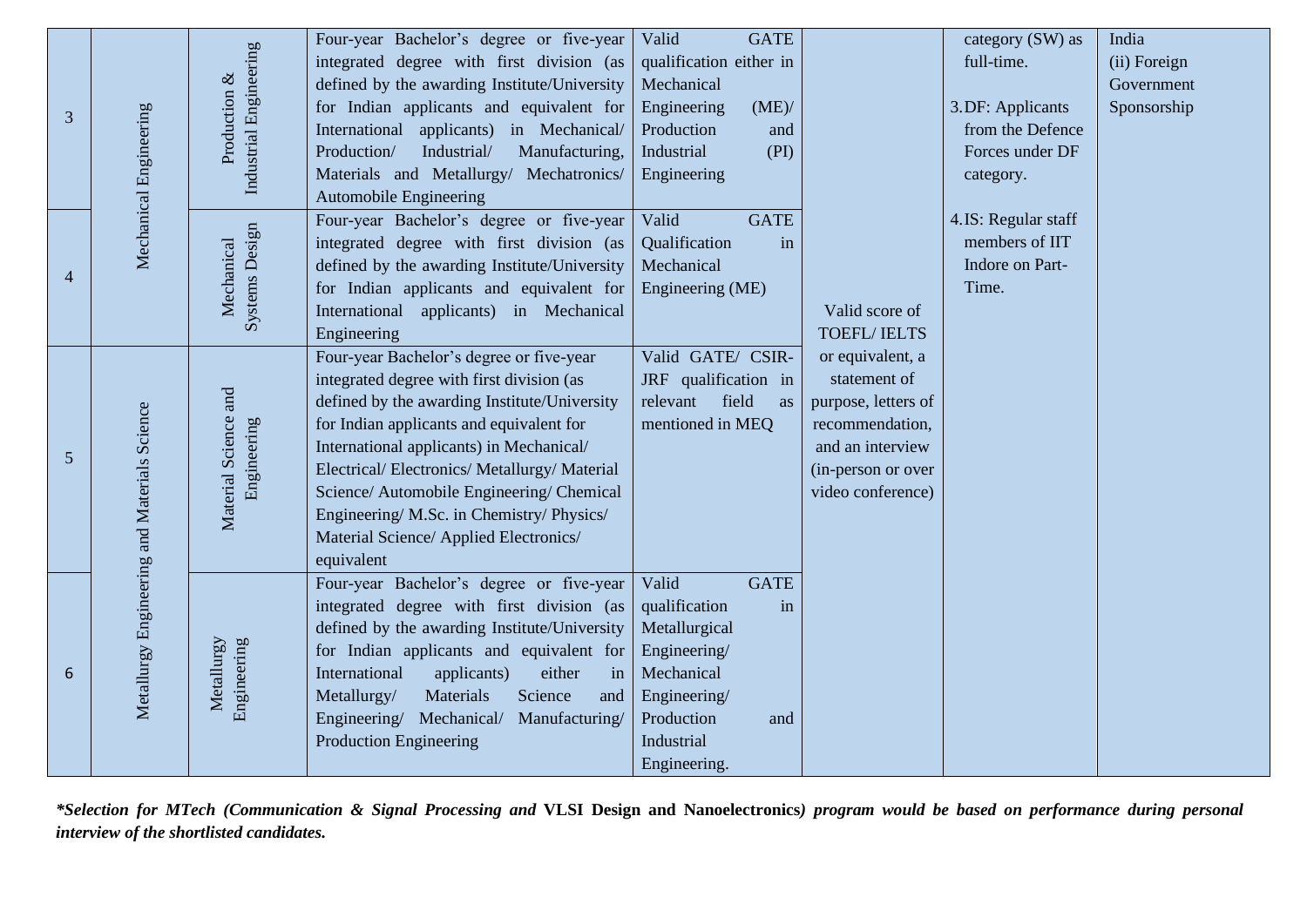| | | | | | | | |
|---|---|---|---|---|---|---|---|
| 3 | Mechanical Engineering | Production & Industrial Engineering | Four-year Bachelor's degree or five-year integrated degree with first division (as defined by the awarding Institute/University for Indian applicants and equivalent for International applicants) in Mechanical/ Production/ Industrial/ Manufacturing, Materials and Metallurgy/ Mechatronics/ Automobile Engineering | Valid GATE qualification either in Mechanical Engineering (ME)/ Production and Industrial (PI) Engineering | Valid score of TOEFL/ IELTS or equivalent, a statement of purpose, letters of recommendation, and an interview (in-person or over video conference) | category (SW) as full-time.<br>3. DF: Applicants from the Defence Forces under DF category.<br>4. IS: Regular staff members of IIT Indore on Part-Time. | India<br>(ii) Foreign Government Sponsorship |
| 4 | | Mechanical Systems Design | Four-year Bachelor's degree or five-year integrated degree with first division (as defined by the awarding Institute/University for Indian applicants and equivalent for International applicants) in Mechanical Engineering | Valid GATE Qualification in Mechanical Engineering (ME) | | | |
| 5 | Metallurgy Engineering and Materials Science | Material Science and Engineering | Four-year Bachelor's degree or five-year integrated degree with first division (as defined by the awarding Institute/University for Indian applicants and equivalent for International applicants) in Mechanical/ Electrical/ Electronics/ Metallurgy/ Material Science/ Automobile Engineering/ Chemical Engineering/ M.Sc. in Chemistry/ Physics/ Material Science/ Applied Electronics/ equivalent | Valid GATE/ CSIR-JRF qualification in relevant field as mentioned in MEQ | | | |
| 6 | | Metallurgy Engineering | Four-year Bachelor's degree or five-year integrated degree with first division (as defined by the awarding Institute/University for Indian applicants and equivalent for International applicants) either in Metallurgy/ Materials Science and Engineering/ Mechanical/ Manufacturing/ Production Engineering | Valid GATE qualification in Metallurgical Engineering/ Mechanical Engineering/ Production and Industrial Engineering. | | | |

***Selection for MTech (Communication & Signal Processing and* VLSI Design and Nanoelectronics*) program would be based on performance during personal interview of the shortlisted candidates.***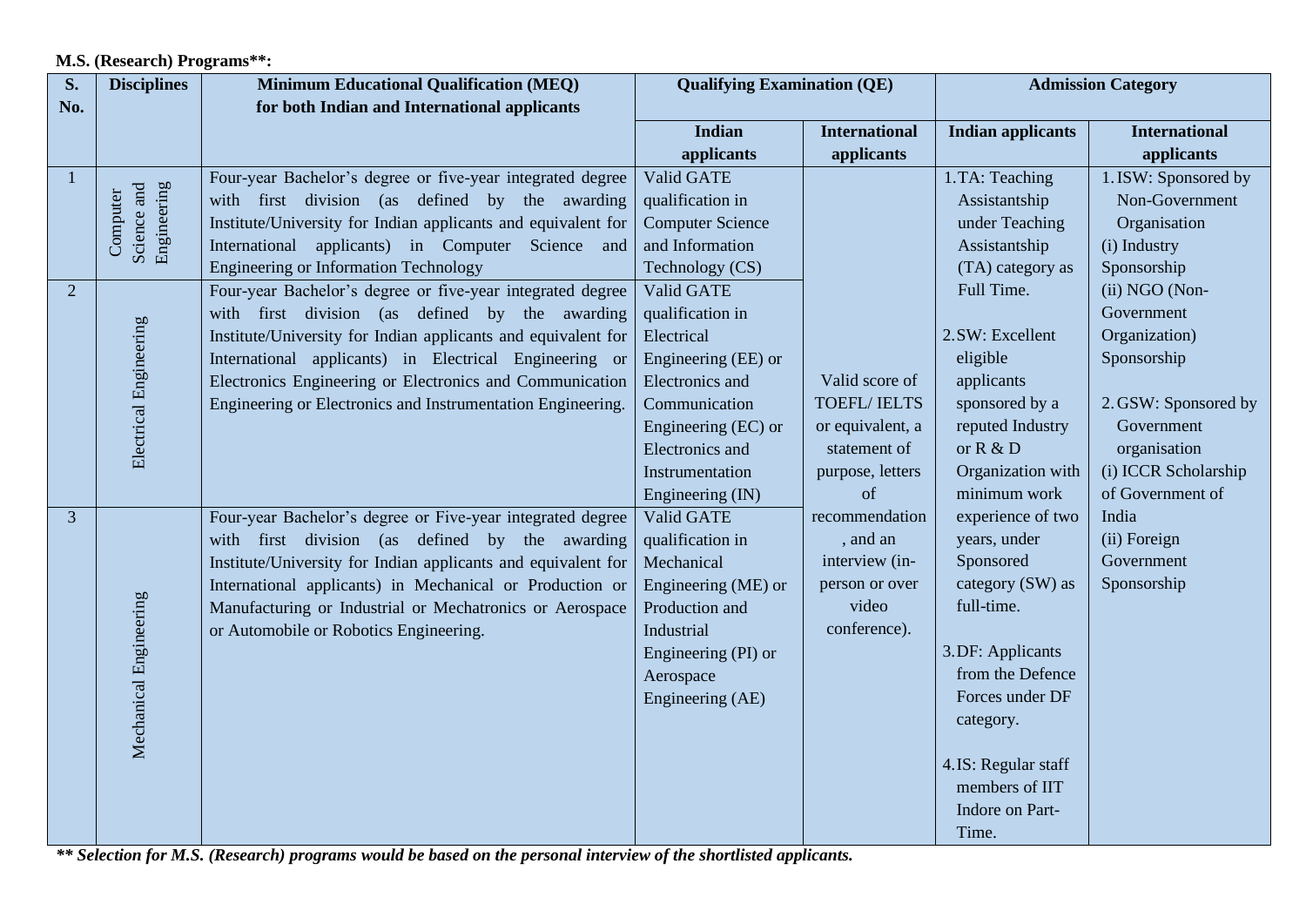**M.S. (Research) Programs\*\*:**

| S. No. | Disciplines | Minimum Educational Qualification (MEQ) for both Indian and International applicants | Qualifying Examination (QE) | | Admission Category | |
|---|---|---|---|---|---|---|
| | | | Indian applicants | International applicants | Indian applicants | International applicants |
| 1 | Computer Science and Engineering | Four-year Bachelor's degree or five-year integrated degree with first division (as defined by the awarding Institute/University for Indian applicants and equivalent for International applicants) in Computer Science and Engineering or Information Technology | Valid GATE qualification in Computer Science and Information Technology (CS) | Valid score of TOEFL/ IELTS or equivalent, a statement of purpose, letters of recommendation, and an interview (in-person or over video conference). | 1. TA: Teaching Assistantship under Teaching Assistantship (TA) category as Full Time.<br><br>2. SW: Excellent eligible applicants sponsored by a reputed Industry or R & D Organization with minimum work experience of two years, under Sponsored category (SW) as full-time.<br><br>3. DF: Applicants from the Defence Forces under DF category.<br><br>4. IS: Regular staff members of IIT Indore on Part-Time. | 1. ISW: Sponsored by Non-Government Organisation<br>(i) Industry Sponsorship<br>(ii) NGO (Non-Government Organization) Sponsorship<br><br>2. GSW: Sponsored by Government organisation<br>(i) ICCR Scholarship of Government of India<br>(ii) Foreign Government Sponsorship |
| 2 | Electrical Engineering | Four-year Bachelor's degree or five-year integrated degree with first division (as defined by the awarding Institute/University for Indian applicants and equivalent for International applicants) in Electrical Engineering or Electronics Engineering or Electronics and Communication Engineering or Electronics and Instrumentation Engineering. | Valid GATE qualification in Electrical Engineering (EE) or Electronics and Communication Engineering (EC) or Electronics and Instrumentation Engineering (IN) | | | |
| 3 | Mechanical Engineering | Four-year Bachelor's degree or Five-year integrated degree with first division (as defined by the awarding Institute/University for Indian applicants and equivalent for International applicants) in Mechanical or Production or Manufacturing or Industrial or Mechatronics or Aerospace or Automobile or Robotics Engineering. | Valid GATE qualification in Mechanical Engineering (ME) or Production and Industrial Engineering (PI) or Aerospace Engineering (AE) | | | |

***\*\* Selection for M.S. (Research) programs would be based on the personal interview of the shortlisted applicants.***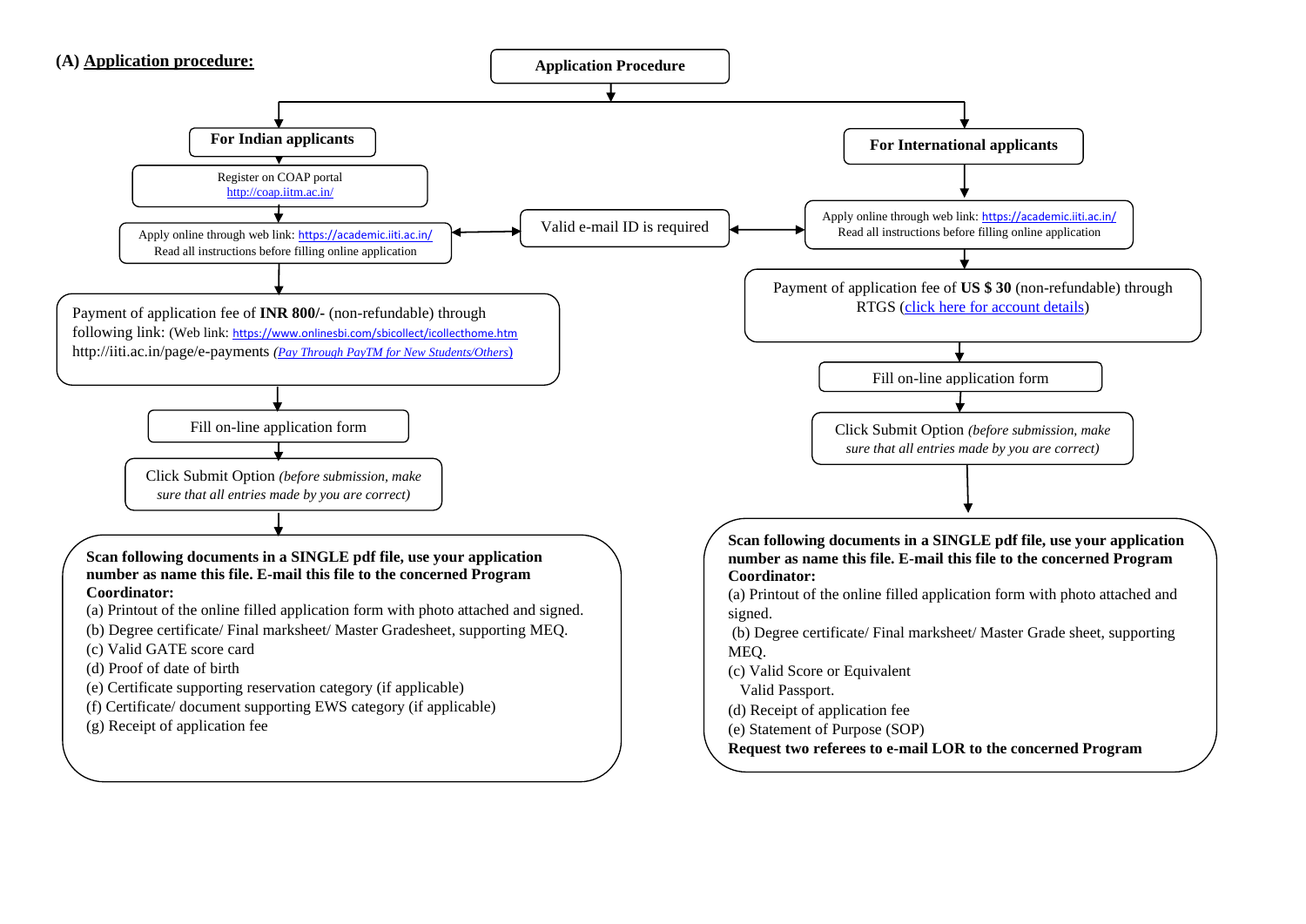### (A) Application procedure:

**Application Procedure**

#### For Indian applicants

1. Register on COAP portal http://coap.iitm.ac.in/
2. Apply online through web link: https://academic.iiti.ac.in/ Read all instructions before filling online application
   - Valid e-mail ID is required
3. Payment of application fee of **INR 800/-** (non-refundable) through following link: (Web link: https://www.onlinesbi.com/sbicollect/icollecthome.htm http://iiti.ac.in/page/e-payments *(Pay Through PayTM for New Students/Others)*
4. Fill on-line application form
5. Click Submit Option *(before submission, make sure that all entries made by you are correct)*
6. **Scan following documents in a SINGLE pdf file, use your application number as name this file. E-mail this file to the concerned Program Coordinator:**
   - (a) Printout of the online filled application form with photo attached and signed.
   - (b) Degree certificate/ Final marksheet/ Master Gradesheet, supporting MEQ.
   - (c) Valid GATE score card
   - (d) Proof of date of birth
   - (e) Certificate supporting reservation category (if applicable)
   - (f) Certificate/ document supporting EWS category (if applicable)
   - (g) Receipt of application fee

#### For International applicants

1. Apply online through web link: https://academic.iiti.ac.in/ Read all instructions before filling online application
   - Valid e-mail ID is required
2. Payment of application fee of **US $ 30** (non-refundable) through RTGS (click here for account details)
3. Fill on-line application form
4. Click Submit Option *(before submission, make sure that all entries made by you are correct)*
5. **Scan following documents in a SINGLE pdf file, use your application number as name this file. E-mail this file to the concerned Program Coordinator:**
   - (a) Printout of the online filled application form with photo attached and signed.
   - (b) Degree certificate/ Final marksheet/ Master Grade sheet, supporting MEQ.
   - (c) Valid Score or Equivalent
     Valid Passport.
   - (d) Receipt of application fee
   - (e) Statement of Purpose (SOP)

   **Request two referees to e-mail LOR to the concerned Program**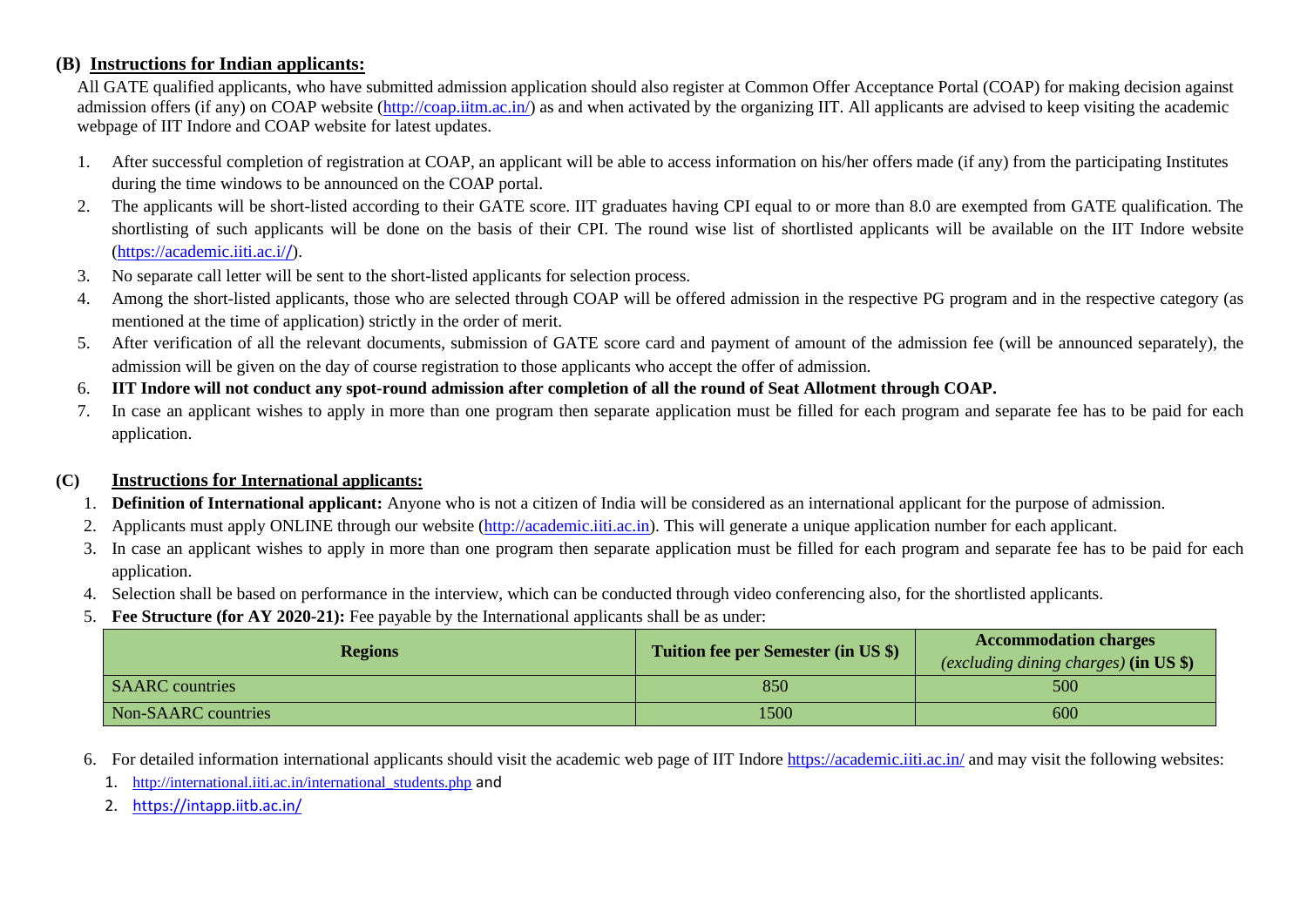## (B) Instructions for Indian applicants:

All GATE qualified applicants, who have submitted admission application should also register at Common Offer Acceptance Portal (COAP) for making decision against admission offers (if any) on COAP website (http://coap.iitm.ac.in/) as and when activated by the organizing IIT. All applicants are advised to keep visiting the academic webpage of IIT Indore and COAP website for latest updates.

1. After successful completion of registration at COAP, an applicant will be able to access information on his/her offers made (if any) from the participating Institutes during the time windows to be announced on the COAP portal.
2. The applicants will be short-listed according to their GATE score. IIT graduates having CPI equal to or more than 8.0 are exempted from GATE qualification. The shortlisting of such applicants will be done on the basis of their CPI. The round wise list of shortlisted applicants will be available on the IIT Indore website (https://academic.iiti.ac.i//).
3. No separate call letter will be sent to the short-listed applicants for selection process.
4. Among the short-listed applicants, those who are selected through COAP will be offered admission in the respective PG program and in the respective category (as mentioned at the time of application) strictly in the order of merit.
5. After verification of all the relevant documents, submission of GATE score card and payment of amount of the admission fee (will be announced separately), the admission will be given on the day of course registration to those applicants who accept the offer of admission.
6. **IIT Indore will not conduct any spot-round admission after completion of all the round of Seat Allotment through COAP.**
7. In case an applicant wishes to apply in more than one program then separate application must be filled for each program and separate fee has to be paid for each application.

## (C) Instructions for International applicants:

1. **Definition of International applicant:** Anyone who is not a citizen of India will be considered as an international applicant for the purpose of admission.
2. Applicants must apply ONLINE through our website (http://academic.iiti.ac.in). This will generate a unique application number for each applicant.
3. In case an applicant wishes to apply in more than one program then separate application must be filled for each program and separate fee has to be paid for each application.
4. Selection shall be based on performance in the interview, which can be conducted through video conferencing also, for the shortlisted applicants.
5. **Fee Structure (for AY 2020-21):** Fee payable by the International applicants shall be as under:

| Regions | Tuition fee per Semester (in US $) | Accommodation charges *(excluding dining charges)* (in US $) |
|---|---|---|
| SAARC countries | 850 | 500 |
| Non-SAARC countries | 1500 | 600 |

6. For detailed information international applicants should visit the academic web page of IIT Indore https://academic.iiti.ac.in/ and may visit the following websites:
   1. http://international.iiti.ac.in/international_students.php and
   2. https://intapp.iitb.ac.in/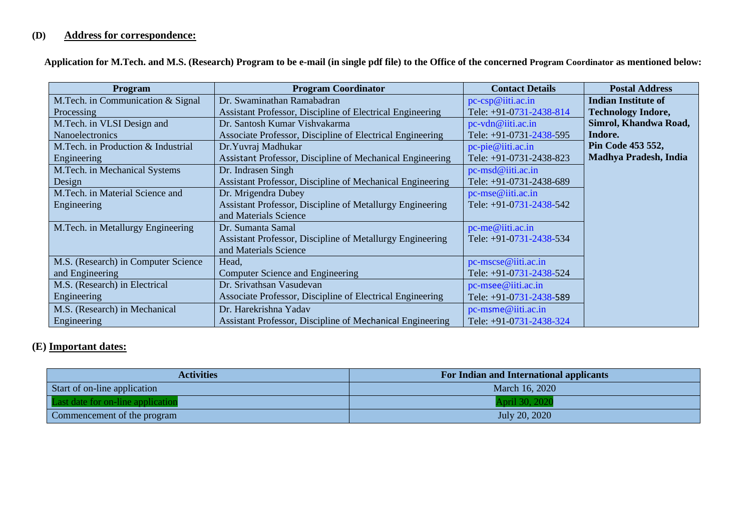**(D) Address for correspondence:**

**Application for M.Tech. and M.S. (Research) Program to be e-mail (in single pdf file) to the Office of the concerned Program Coordinator as mentioned below:**

| Program | Program Coordinator | Contact Details | Postal Address |
|---|---|---|---|
| M.Tech. in Communication & Signal Processing | Dr. Swaminathan Ramabadran<br>Assistant Professor, Discipline of Electrical Engineering | pc-csp@iiti.ac.in<br>Tele: +91-0731-2438-814 | **Indian Institute of Technology Indore, Simrol, Khandwa Road, Indore. Pin Code 453 552, Madhya Pradesh, India** |
| M.Tech. in VLSI Design and Nanoelectronics | Dr. Santosh Kumar Vishvakarma<br>Associate Professor, Discipline of Electrical Engineering | pc-vdn@iiti.ac.in<br>Tele: +91-0731-2438-595 | |
| M.Tech. in Production & Industrial Engineering | Dr.Yuvraj Madhukar<br>Assistant Professor, Discipline of Mechanical Engineering | pc-pie@iiti.ac.in<br>Tele: +91-0731-2438-823 | |
| M.Tech. in Mechanical Systems Design | Dr. Indrasen Singh<br>Assistant Professor, Discipline of Mechanical Engineering | pc-msd@iiti.ac.in<br>Tele: +91-0731-2438-689 | |
| M.Tech. in Material Science and Engineering | Dr. Mrigendra Dubey<br>Assistant Professor, Discipline of Metallurgy Engineering and Materials Science | pc-mse@iiti.ac.in<br>Tele: +91-0731-2438-542 | |
| M.Tech. in Metallurgy Engineering | Dr. Sumanta Samal<br>Assistant Professor, Discipline of Metallurgy Engineering and Materials Science | pc-me@iiti.ac.in<br>Tele: +91-0731-2438-534 | |
| M.S. (Research) in Computer Science and Engineering | Head,<br>Computer Science and Engineering | pc-mscse@iiti.ac.in<br>Tele: +91-0731-2438-524 | |
| M.S. (Research) in Electrical Engineering | Dr. Srivathsan Vasudevan<br>Associate Professor, Discipline of Electrical Engineering | pc-msee@iiti.ac.in<br>Tele: +91-0731-2438-589 | |
| M.S. (Research) in Mechanical Engineering | Dr. Harekrishna Yadav<br>Assistant Professor, Discipline of Mechanical Engineering | pc-msme@iiti.ac.in<br>Tele: +91-0731-2438-324 | |

**(E) Important dates:**

| Activities | For Indian and International applicants |
|---|---|
| Start of on-line application | March 16, 2020 |
| Last date for on-line application | April 30, 2020 |
| Commencement of the program | July 20, 2020 |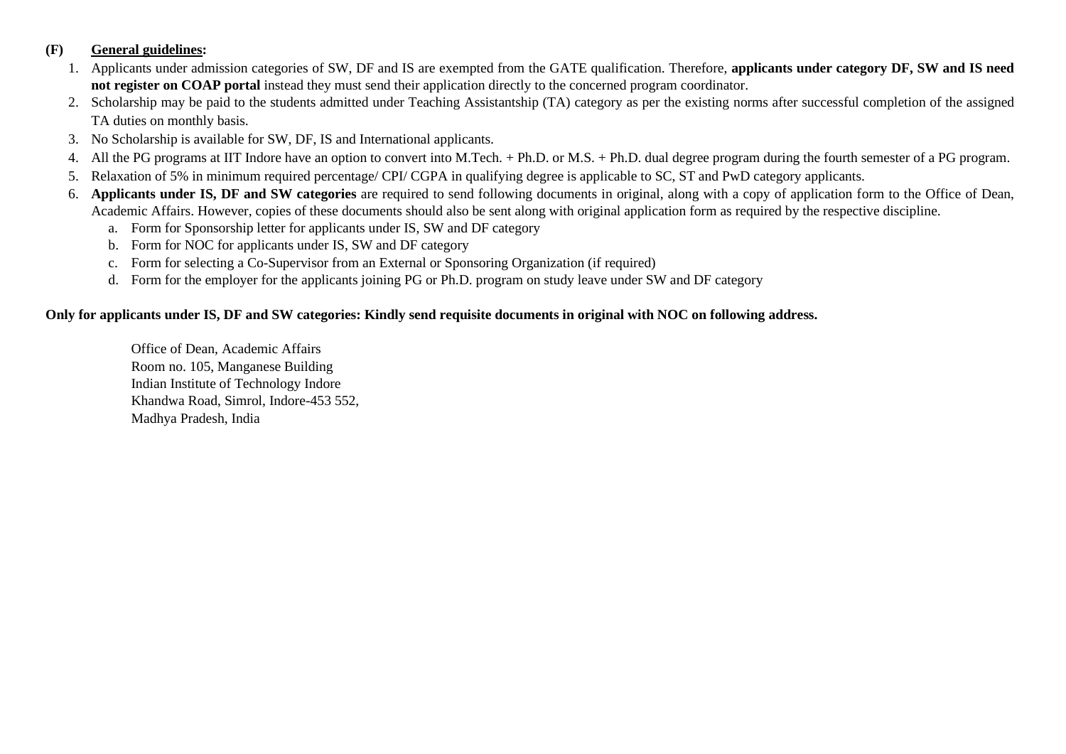**(F)** **General guidelines:**

1. Applicants under admission categories of SW, DF and IS are exempted from the GATE qualification. Therefore, **applicants under category DF, SW and IS need not register on COAP portal** instead they must send their application directly to the concerned program coordinator.
2. Scholarship may be paid to the students admitted under Teaching Assistantship (TA) category as per the existing norms after successful completion of the assigned TA duties on monthly basis.
3. No Scholarship is available for SW, DF, IS and International applicants.
4. All the PG programs at IIT Indore have an option to convert into M.Tech. + Ph.D. or M.S. + Ph.D. dual degree program during the fourth semester of a PG program.
5. Relaxation of 5% in minimum required percentage/ CPI/ CGPA in qualifying degree is applicable to SC, ST and PwD category applicants.
6. **Applicants under IS, DF and SW categories** are required to send following documents in original, along with a copy of application form to the Office of Dean, Academic Affairs. However, copies of these documents should also be sent along with original application form as required by the respective discipline.
   a. Form for Sponsorship letter for applicants under IS, SW and DF category
   b. Form for NOC for applicants under IS, SW and DF category
   c. Form for selecting a Co-Supervisor from an External or Sponsoring Organization (if required)
   d. Form for the employer for the applicants joining PG or Ph.D. program on study leave under SW and DF category

**Only for applicants under IS, DF and SW categories: Kindly send requisite documents in original with NOC on following address.**

Office of Dean, Academic Affairs
Room no. 105, Manganese Building
Indian Institute of Technology Indore
Khandwa Road, Simrol, Indore-453 552,
Madhya Pradesh, India